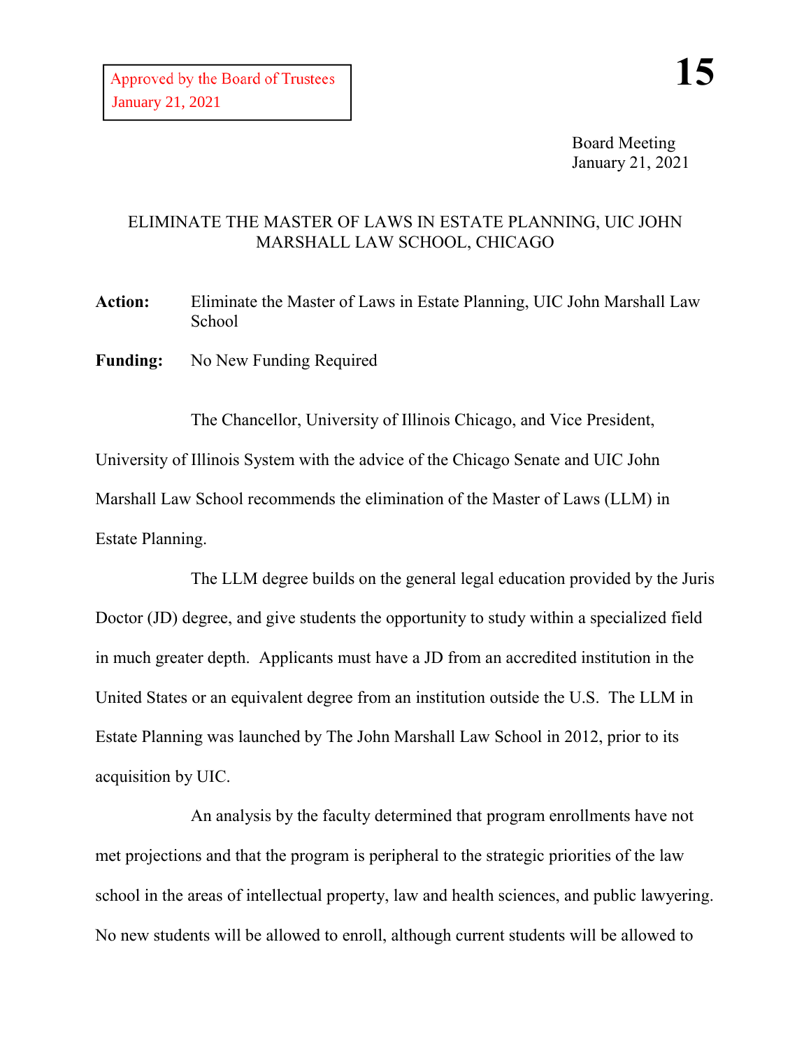Approved by the Board of Trustees
January 21, 2021

**15**

Board Meeting
January 21, 2021

# ELIMINATE THE MASTER OF LAWS IN ESTATE PLANNING, UIC JOHN MARSHALL LAW SCHOOL, CHICAGO

**Action:** Eliminate the Master of Laws in Estate Planning, UIC John Marshall Law School

**Funding:** No New Funding Required

The Chancellor, University of Illinois Chicago, and Vice President, University of Illinois System with the advice of the Chicago Senate and UIC John Marshall Law School recommends the elimination of the Master of Laws (LLM) in Estate Planning.

The LLM degree builds on the general legal education provided by the Juris Doctor (JD) degree, and give students the opportunity to study within a specialized field in much greater depth. Applicants must have a JD from an accredited institution in the United States or an equivalent degree from an institution outside the U.S. The LLM in Estate Planning was launched by The John Marshall Law School in 2012, prior to its acquisition by UIC.

An analysis by the faculty determined that program enrollments have not met projections and that the program is peripheral to the strategic priorities of the law school in the areas of intellectual property, law and health sciences, and public lawyering. No new students will be allowed to enroll, although current students will be allowed to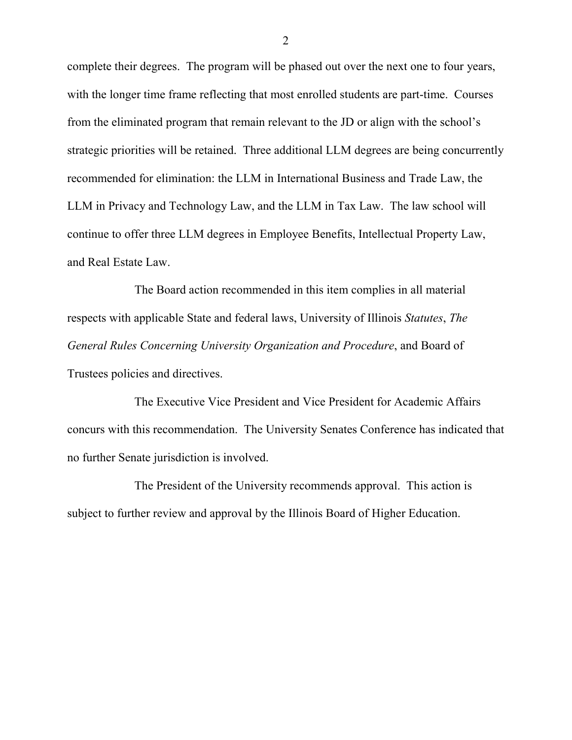complete their degrees. The program will be phased out over the next one to four years, with the longer time frame reflecting that most enrolled students are part-time. Courses from the eliminated program that remain relevant to the JD or align with the school's strategic priorities will be retained. Three additional LLM degrees are being concurrently recommended for elimination: the LLM in International Business and Trade Law, the LLM in Privacy and Technology Law, and the LLM in Tax Law. The law school will continue to offer three LLM degrees in Employee Benefits, Intellectual Property Law, and Real Estate Law.

The Board action recommended in this item complies in all material respects with applicable State and federal laws, University of Illinois *Statutes*, *The General Rules Concerning University Organization and Procedure*, and Board of Trustees policies and directives.

The Executive Vice President and Vice President for Academic Affairs concurs with this recommendation. The University Senates Conference has indicated that no further Senate jurisdiction is involved.

The President of the University recommends approval. This action is subject to further review and approval by the Illinois Board of Higher Education.